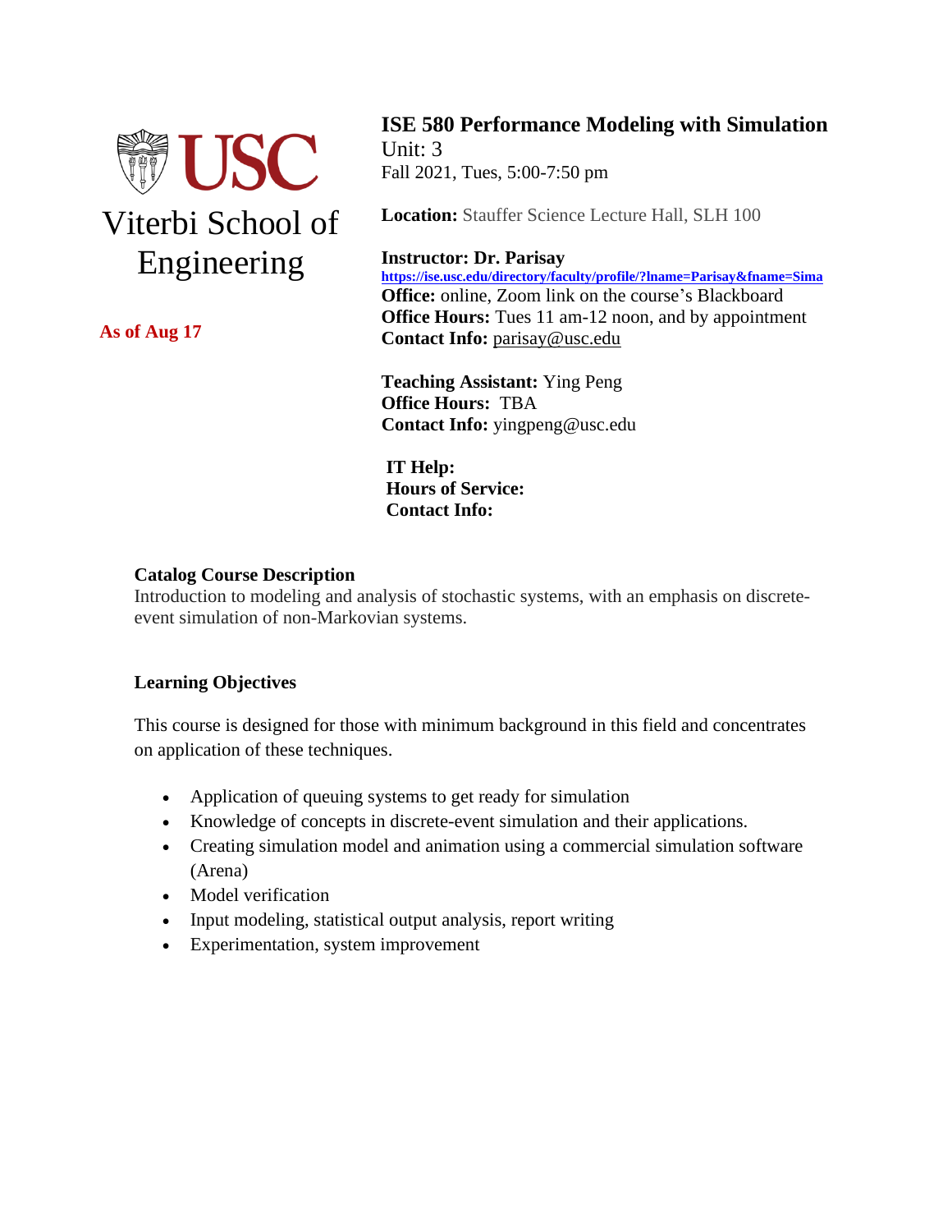USC

Viterbi School of Engineering

**As of Aug 17**

# ISE 580 Performance Modeling with Simulation

Unit: 3
Fall 2021, Tues, 5:00-7:50 pm

**Location:** Stauffer Science Lecture Hall, SLH 100

**Instructor: Dr. Parisay**
https://ise.usc.edu/directory/faculty/profile/?lname=Parisay&fname=Sima
**Office:** online, Zoom link on the course's Blackboard
**Office Hours:** Tues 11 am-12 noon, and by appointment
**Contact Info:** parisay@usc.edu

**Teaching Assistant:** Ying Peng
**Office Hours:** TBA
**Contact Info:** yingpeng@usc.edu

**IT Help:**
**Hours of Service:**
**Contact Info:**

## Catalog Course Description

Introduction to modeling and analysis of stochastic systems, with an emphasis on discrete-event simulation of non-Markovian systems.

## Learning Objectives

This course is designed for those with minimum background in this field and concentrates on application of these techniques.

- Application of queuing systems to get ready for simulation
- Knowledge of concepts in discrete-event simulation and their applications.
- Creating simulation model and animation using a commercial simulation software (Arena)
- Model verification
- Input modeling, statistical output analysis, report writing
- Experimentation, system improvement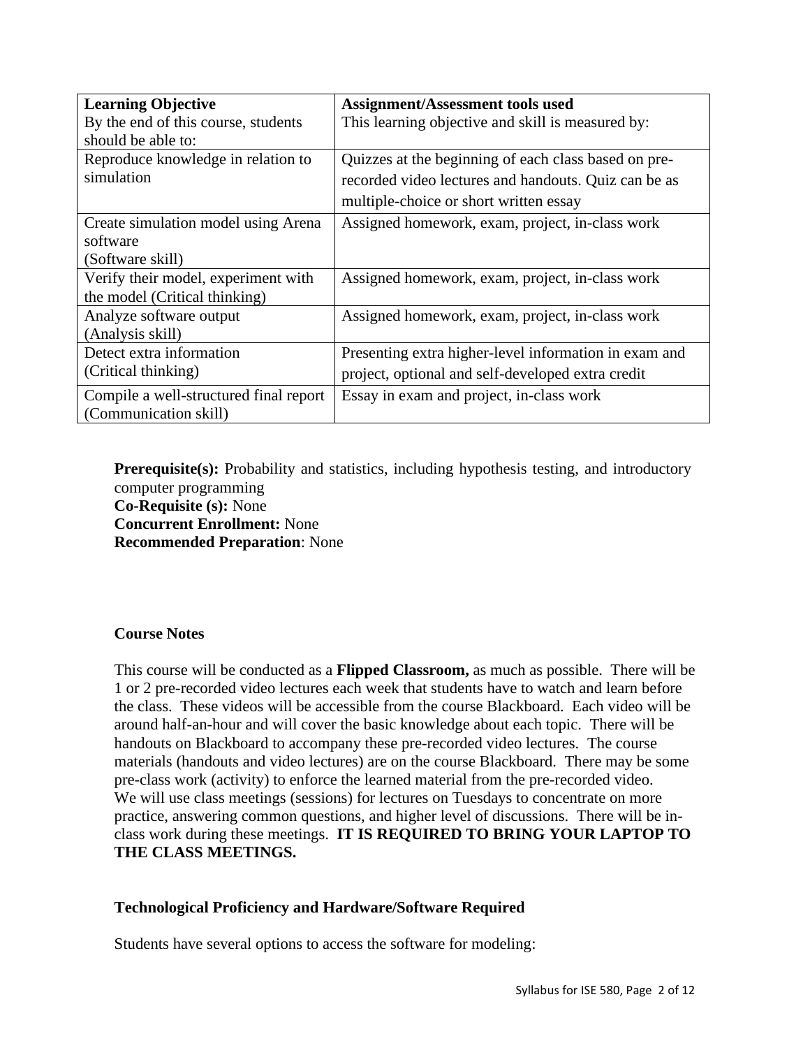| Learning Objective<br>By the end of this course, students should be able to: | Assignment/Assessment tools used<br>This learning objective and skill is measured by: |
|---|---|
| Reproduce knowledge in relation to simulation | Quizzes at the beginning of each class based on pre-recorded video lectures and handouts. Quiz can be as multiple-choice or short written essay |
| Create simulation model using Arena software<br>(Software skill) | Assigned homework, exam, project, in-class work |
| Verify their model, experiment with the model (Critical thinking) | Assigned homework, exam, project, in-class work |
| Analyze software output<br>(Analysis skill) | Assigned homework, exam, project, in-class work |
| Detect extra information<br>(Critical thinking) | Presenting extra higher-level information in exam and project, optional and self-developed extra credit |
| Compile a well-structured final report<br>(Communication skill) | Essay in exam and project, in-class work |

**Prerequisite(s):** Probability and statistics, including hypothesis testing, and introductory computer programming
**Co-Requisite (s):** None
**Concurrent Enrollment:** None
**Recommended Preparation**: None

**Course Notes**

This course will be conducted as a **Flipped Classroom,** as much as possible. There will be 1 or 2 pre-recorded video lectures each week that students have to watch and learn before the class. These videos will be accessible from the course Blackboard. Each video will be around half-an-hour and will cover the basic knowledge about each topic. There will be handouts on Blackboard to accompany these pre-recorded video lectures. The course materials (handouts and video lectures) are on the course Blackboard. There may be some pre-class work (activity) to enforce the learned material from the pre-recorded video. We will use class meetings (sessions) for lectures on Tuesdays to concentrate on more practice, answering common questions, and higher level of discussions. There will be in-class work during these meetings. **IT IS REQUIRED TO BRING YOUR LAPTOP TO THE CLASS MEETINGS.**

**Technological Proficiency and Hardware/Software Required**

Students have several options to access the software for modeling: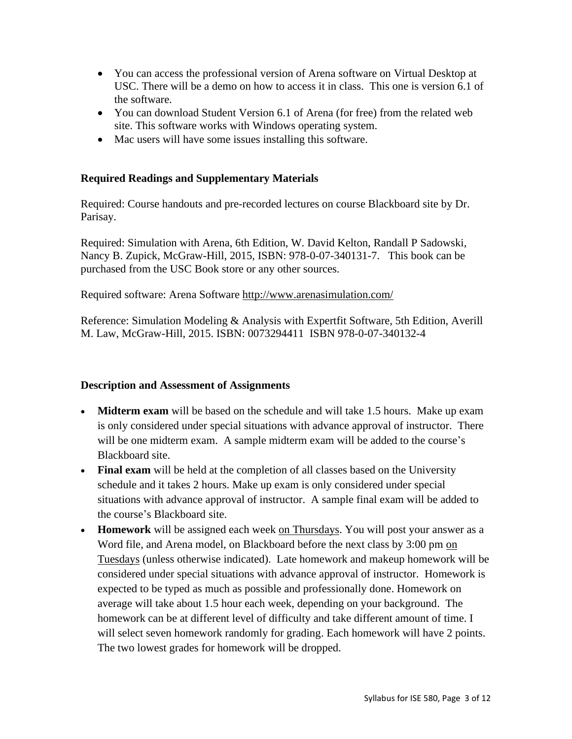- You can access the professional version of Arena software on Virtual Desktop at USC. There will be a demo on how to access it in class. This one is version 6.1 of the software.
- You can download Student Version 6.1 of Arena (for free) from the related web site. This software works with Windows operating system.
- Mac users will have some issues installing this software.

### Required Readings and Supplementary Materials

Required: Course handouts and pre-recorded lectures on course Blackboard site by Dr. Parisay.

Required: Simulation with Arena, 6th Edition, W. David Kelton, Randall P Sadowski, Nancy B. Zupick, McGraw-Hill, 2015, ISBN: 978-0-07-340131-7. This book can be purchased from the USC Book store or any other sources.

Required software: Arena Software http://www.arenasimulation.com/

Reference: Simulation Modeling & Analysis with Expertfit Software, 5th Edition, Averill M. Law, McGraw-Hill, 2015. ISBN: 0073294411 ISBN 978-0-07-340132-4

### Description and Assessment of Assignments

- **Midterm exam** will be based on the schedule and will take 1.5 hours. Make up exam is only considered under special situations with advance approval of instructor. There will be one midterm exam. A sample midterm exam will be added to the course's Blackboard site.
- **Final exam** will be held at the completion of all classes based on the University schedule and it takes 2 hours. Make up exam is only considered under special situations with advance approval of instructor. A sample final exam will be added to the course's Blackboard site.
- **Homework** will be assigned each week on Thursdays. You will post your answer as a Word file, and Arena model, on Blackboard before the next class by 3:00 pm on Tuesdays (unless otherwise indicated). Late homework and makeup homework will be considered under special situations with advance approval of instructor. Homework is expected to be typed as much as possible and professionally done. Homework on average will take about 1.5 hour each week, depending on your background. The homework can be at different level of difficulty and take different amount of time. I will select seven homework randomly for grading. Each homework will have 2 points. The two lowest grades for homework will be dropped.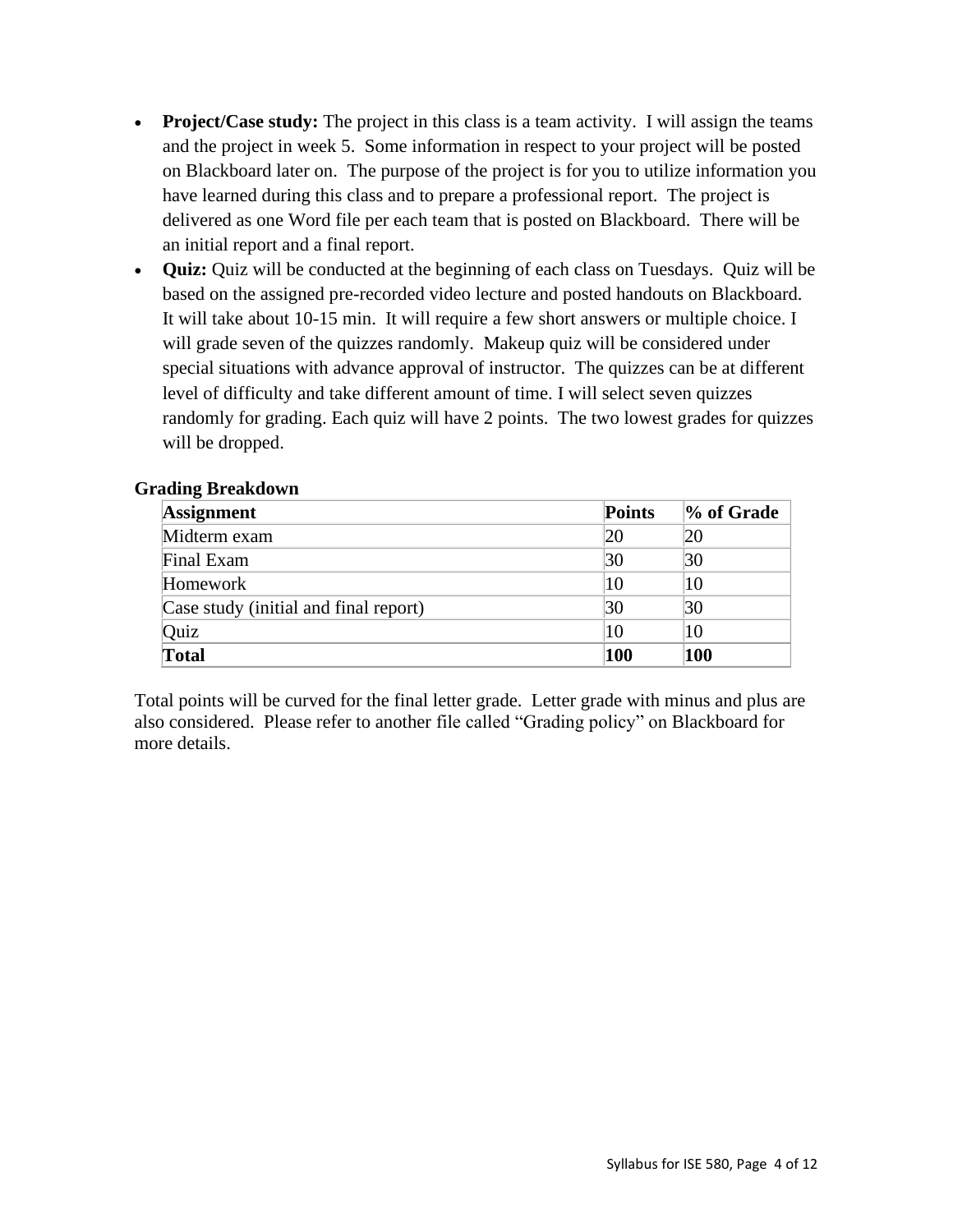- **Project/Case study:** The project in this class is a team activity. I will assign the teams and the project in week 5. Some information in respect to your project will be posted on Blackboard later on. The purpose of the project is for you to utilize information you have learned during this class and to prepare a professional report. The project is delivered as one Word file per each team that is posted on Blackboard. There will be an initial report and a final report.
- **Quiz:** Quiz will be conducted at the beginning of each class on Tuesdays. Quiz will be based on the assigned pre-recorded video lecture and posted handouts on Blackboard. It will take about 10-15 min. It will require a few short answers or multiple choice. I will grade seven of the quizzes randomly. Makeup quiz will be considered under special situations with advance approval of instructor. The quizzes can be at different level of difficulty and take different amount of time. I will select seven quizzes randomly for grading. Each quiz will have 2 points. The two lowest grades for quizzes will be dropped.

**Grading Breakdown**

| Assignment | Points | % of Grade |
|---|---|---|
| Midterm exam | 20 | 20 |
| Final Exam | 30 | 30 |
| Homework | 10 | 10 |
| Case study (initial and final report) | 30 | 30 |
| Quiz | 10 | 10 |
| **Total** | **100** | **100** |

Total points will be curved for the final letter grade. Letter grade with minus and plus are also considered. Please refer to another file called "Grading policy" on Blackboard for more details.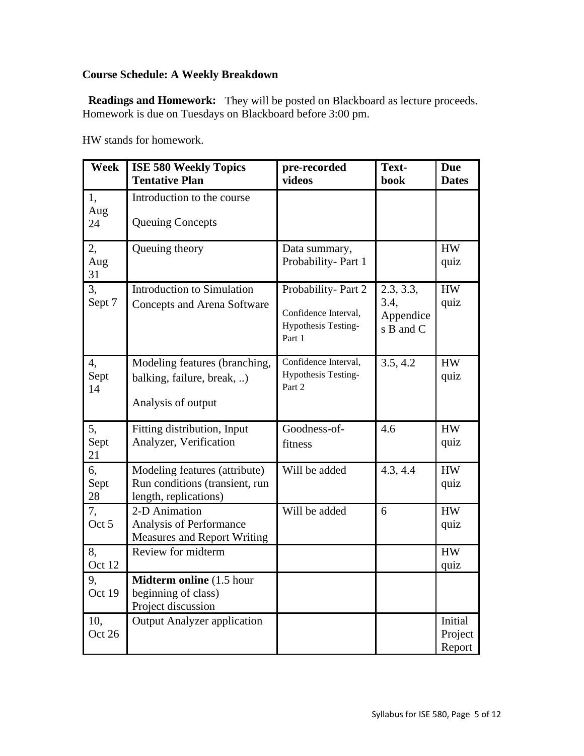**Course Schedule: A Weekly Breakdown**

**Readings and Homework:** They will be posted on Blackboard as lecture proceeds. Homework is due on Tuesdays on Blackboard before 3:00 pm.

HW stands for homework.

| Week | ISE 580 Weekly Topics Tentative Plan | pre-recorded videos | Text-book | Due Dates |
|---|---|---|---|---|
| 1, Aug 24 | Introduction to the course<br><br>Queuing Concepts | | | |
| 2, Aug 31 | Queuing theory | Data summary, Probability- Part 1 | | HW quiz |
| 3, Sept 7 | Introduction to Simulation Concepts and Arena Software | Probability- Part 2<br><br>Confidence Interval, Hypothesis Testing- Part 1 | 2.3, 3.3, 3.4, Appendices B and C | HW quiz |
| 4, Sept 14 | Modeling features (branching, balking, failure, break, ..)<br><br>Analysis of output | Confidence Interval, Hypothesis Testing- Part 2 | 3.5, 4.2 | HW quiz |
| 5, Sept 21 | Fitting distribution, Input Analyzer, Verification | Goodness-of-fitness | 4.6 | HW quiz |
| 6, Sept 28 | Modeling features (attribute) Run conditions (transient, run length, replications) | Will be added | 4.3, 4.4 | HW quiz |
| 7, Oct 5 | 2-D Animation Analysis of Performance Measures and Report Writing | Will be added | 6 | HW quiz |
| 8, Oct 12 | Review for midterm | | | HW quiz |
| 9, Oct 19 | **Midterm online** (1.5 hour beginning of class) Project discussion | | | |
| 10, Oct 26 | Output Analyzer application | | | Initial Project Report |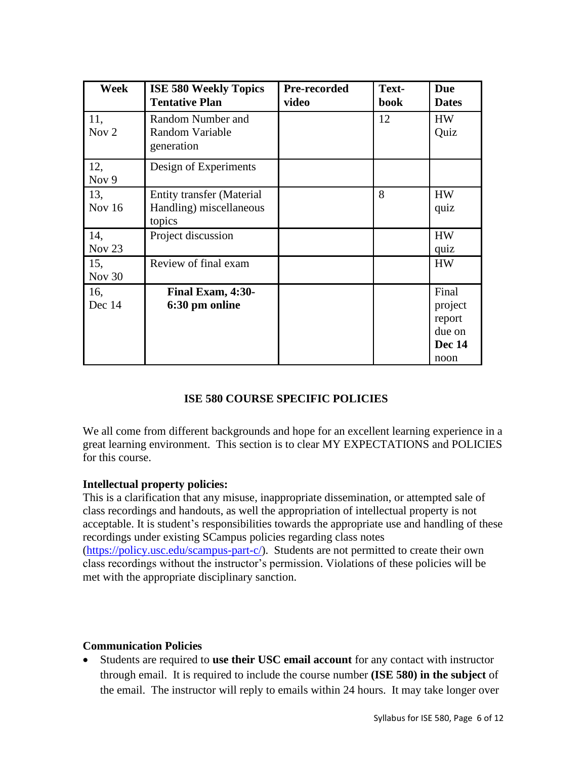| Week | ISE 580 Weekly Topics Tentative Plan | Pre-recorded video | Text-book | Due Dates |
|---|---|---|---|---|
| 11, Nov 2 | Random Number and Random Variable generation | | 12 | HW Quiz |
| 12, Nov 9 | Design of Experiments | | | |
| 13, Nov 16 | Entity transfer (Material Handling) miscellaneous topics | | 8 | HW quiz |
| 14, Nov 23 | Project discussion | | | HW quiz |
| 15, Nov 30 | Review of final exam | | | HW |
| 16, Dec 14 | **Final Exam, 4:30-6:30 pm online** | | | Final project report due on **Dec 14** noon |

## ISE 580 COURSE SPECIFIC POLICIES

We all come from different backgrounds and hope for an excellent learning experience in a great learning environment. This section is to clear MY EXPECTATIONS and POLICIES for this course.

**Intellectual property policies:**
This is a clarification that any misuse, inappropriate dissemination, or attempted sale of class recordings and handouts, as well the appropriation of intellectual property is not acceptable. It is student's responsibilities towards the appropriate use and handling of these recordings under existing SCampus policies regarding class notes (https://policy.usc.edu/scampus-part-c/). Students are not permitted to create their own class recordings without the instructor's permission. Violations of these policies will be met with the appropriate disciplinary sanction.

**Communication Policies**

- Students are required to **use their USC email account** for any contact with instructor through email. It is required to include the course number **(ISE 580) in the subject** of the email. The instructor will reply to emails within 24 hours. It may take longer over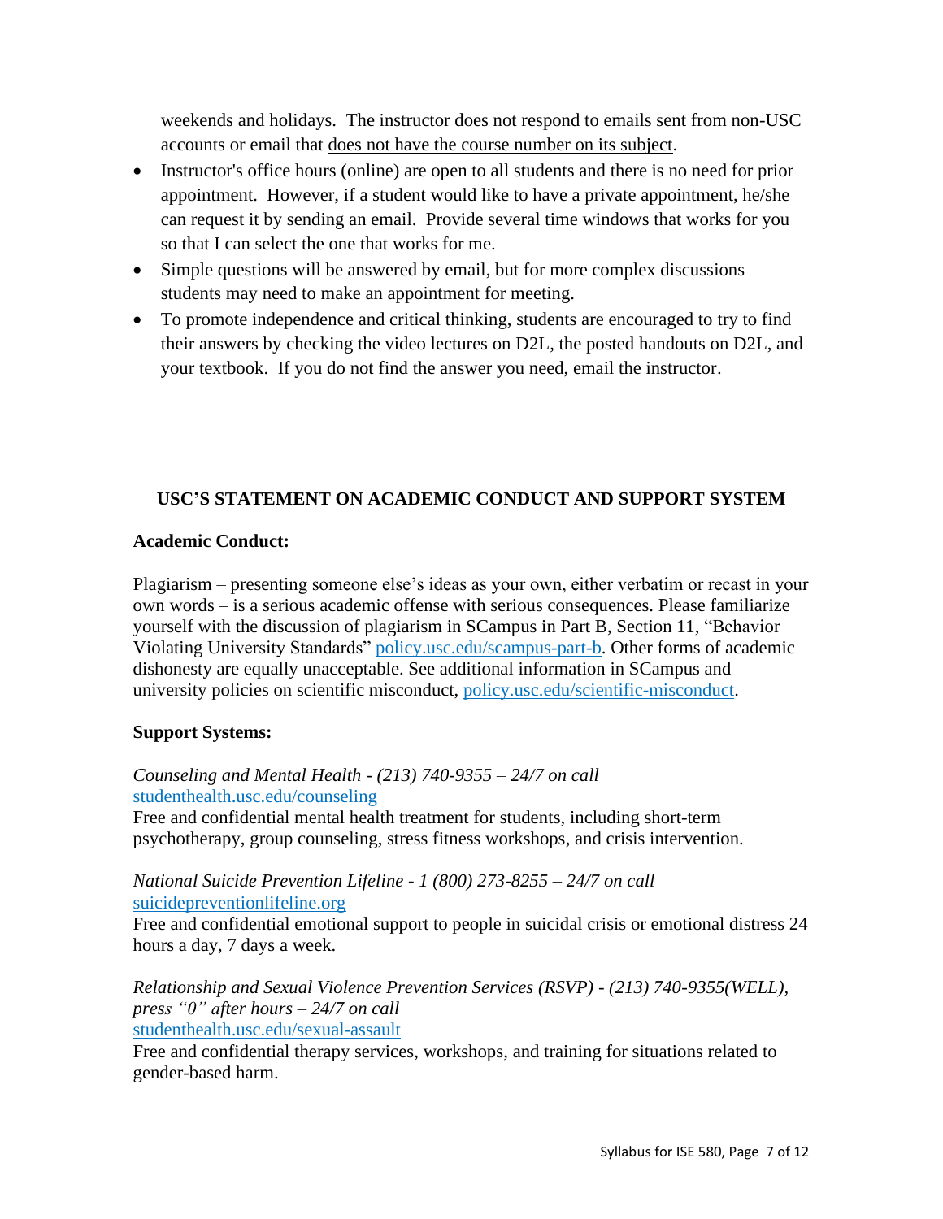weekends and holidays. The instructor does not respond to emails sent from non-USC accounts or email that <u>does not have the course number on its subject</u>.

- Instructor's office hours (online) are open to all students and there is no need for prior appointment. However, if a student would like to have a private appointment, he/she can request it by sending an email. Provide several time windows that works for you so that I can select the one that works for me.
- Simple questions will be answered by email, but for more complex discussions students may need to make an appointment for meeting.
- To promote independence and critical thinking, students are encouraged to try to find their answers by checking the video lectures on D2L, the posted handouts on D2L, and your textbook. If you do not find the answer you need, email the instructor.

## USC'S STATEMENT ON ACADEMIC CONDUCT AND SUPPORT SYSTEM

### Academic Conduct:

Plagiarism – presenting someone else's ideas as your own, either verbatim or recast in your own words – is a serious academic offense with serious consequences. Please familiarize yourself with the discussion of plagiarism in SCampus in Part B, Section 11, "Behavior Violating University Standards" policy.usc.edu/scampus-part-b. Other forms of academic dishonesty are equally unacceptable. See additional information in SCampus and university policies on scientific misconduct, policy.usc.edu/scientific-misconduct.

### Support Systems:

*Counseling and Mental Health - (213) 740-9355 – 24/7 on call*
studenthealth.usc.edu/counseling
Free and confidential mental health treatment for students, including short-term psychotherapy, group counseling, stress fitness workshops, and crisis intervention.

*National Suicide Prevention Lifeline - 1 (800) 273-8255 – 24/7 on call*
suicidepreventionlifeline.org
Free and confidential emotional support to people in suicidal crisis or emotional distress 24 hours a day, 7 days a week.

*Relationship and Sexual Violence Prevention Services (RSVP) - (213) 740-9355(WELL), press "0" after hours – 24/7 on call*
studenthealth.usc.edu/sexual-assault
Free and confidential therapy services, workshops, and training for situations related to gender-based harm.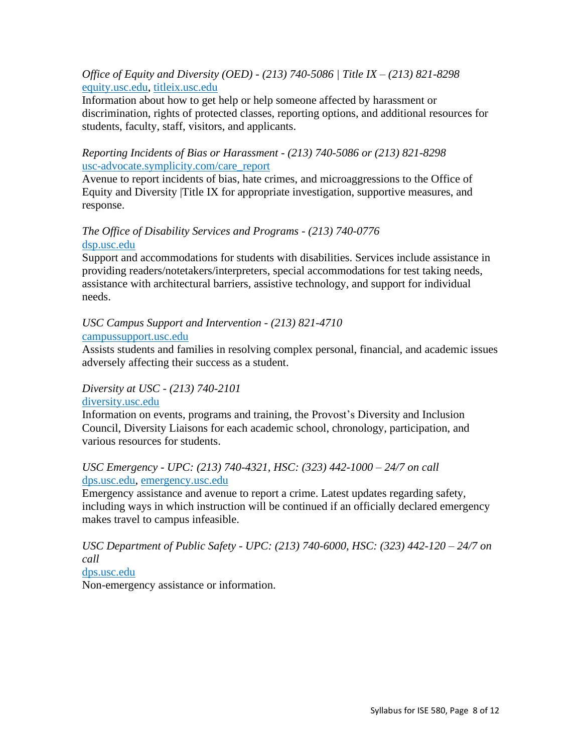*Office of Equity and Diversity (OED) - (213) 740-5086 | Title IX – (213) 821-8298*
equity.usc.edu, titleix.usc.edu
Information about how to get help or help someone affected by harassment or discrimination, rights of protected classes, reporting options, and additional resources for students, faculty, staff, visitors, and applicants.

*Reporting Incidents of Bias or Harassment - (213) 740-5086 or (213) 821-8298*
usc-advocate.symplicity.com/care_report
Avenue to report incidents of bias, hate crimes, and microaggressions to the Office of Equity and Diversity |Title IX for appropriate investigation, supportive measures, and response.

*The Office of Disability Services and Programs - (213) 740-0776*
dsp.usc.edu
Support and accommodations for students with disabilities. Services include assistance in providing readers/notetakers/interpreters, special accommodations for test taking needs, assistance with architectural barriers, assistive technology, and support for individual needs.

*USC Campus Support and Intervention - (213) 821-4710*
campussupport.usc.edu
Assists students and families in resolving complex personal, financial, and academic issues adversely affecting their success as a student.

*Diversity at USC - (213) 740-2101*
diversity.usc.edu
Information on events, programs and training, the Provost's Diversity and Inclusion Council, Diversity Liaisons for each academic school, chronology, participation, and various resources for students.

*USC Emergency - UPC: (213) 740-4321, HSC: (323) 442-1000 – 24/7 on call*
dps.usc.edu, emergency.usc.edu
Emergency assistance and avenue to report a crime. Latest updates regarding safety, including ways in which instruction will be continued if an officially declared emergency makes travel to campus infeasible.

*USC Department of Public Safety - UPC: (213) 740-6000, HSC: (323) 442-120 – 24/7 on call*
dps.usc.edu
Non-emergency assistance or information.